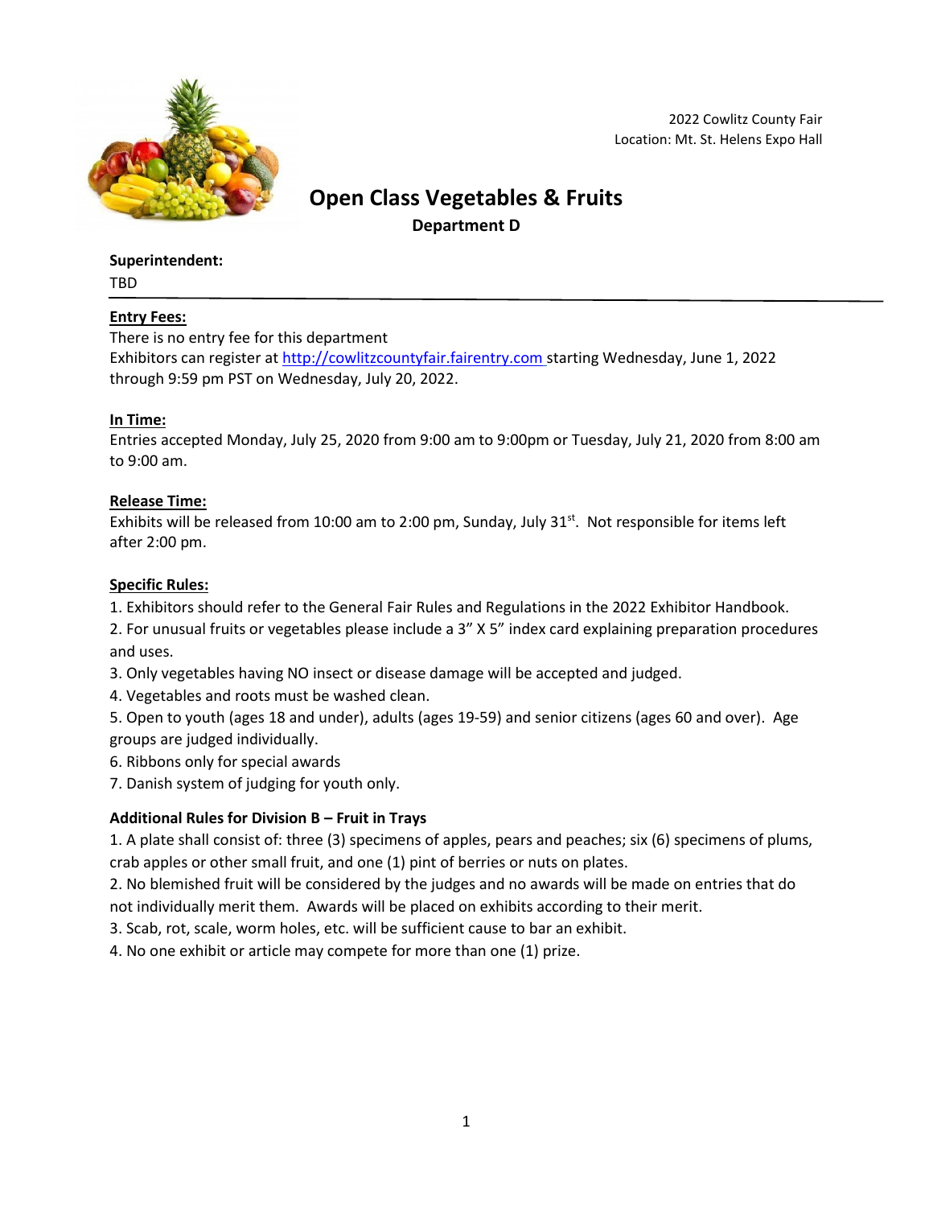2022 Cowlitz County Fair
Location: Mt. St. Helens Expo Hall

# Open Class Vegetables & Fruits

## Department D

**Superintendent:**
TBD

---

**Entry Fees:**
There is no entry fee for this department
Exhibitors can register at http://cowlitzcountyfair.fairentry.com starting Wednesday, June 1, 2022 through 9:59 pm PST on Wednesday, July 20, 2022.

**In Time:**
Entries accepted Monday, July 25, 2020 from 9:00 am to 9:00pm or Tuesday, July 21, 2020 from 8:00 am to 9:00 am.

**Release Time:**
Exhibits will be released from 10:00 am to 2:00 pm, Sunday, July 31st. Not responsible for items left after 2:00 pm.

**Specific Rules:**

1. Exhibitors should refer to the General Fair Rules and Regulations in the 2022 Exhibitor Handbook.
2. For unusual fruits or vegetables please include a 3" X 5" index card explaining preparation procedures and uses.
3. Only vegetables having NO insect or disease damage will be accepted and judged.
4. Vegetables and roots must be washed clean.
5. Open to youth (ages 18 and under), adults (ages 19-59) and senior citizens (ages 60 and over). Age groups are judged individually.
6. Ribbons only for special awards
7. Danish system of judging for youth only.

**Additional Rules for Division B – Fruit in Trays**

1. A plate shall consist of: three (3) specimens of apples, pears and peaches; six (6) specimens of plums, crab apples or other small fruit, and one (1) pint of berries or nuts on plates.
2. No blemished fruit will be considered by the judges and no awards will be made on entries that do not individually merit them. Awards will be placed on exhibits according to their merit.
3. Scab, rot, scale, worm holes, etc. will be sufficient cause to bar an exhibit.
4. No one exhibit or article may compete for more than one (1) prize.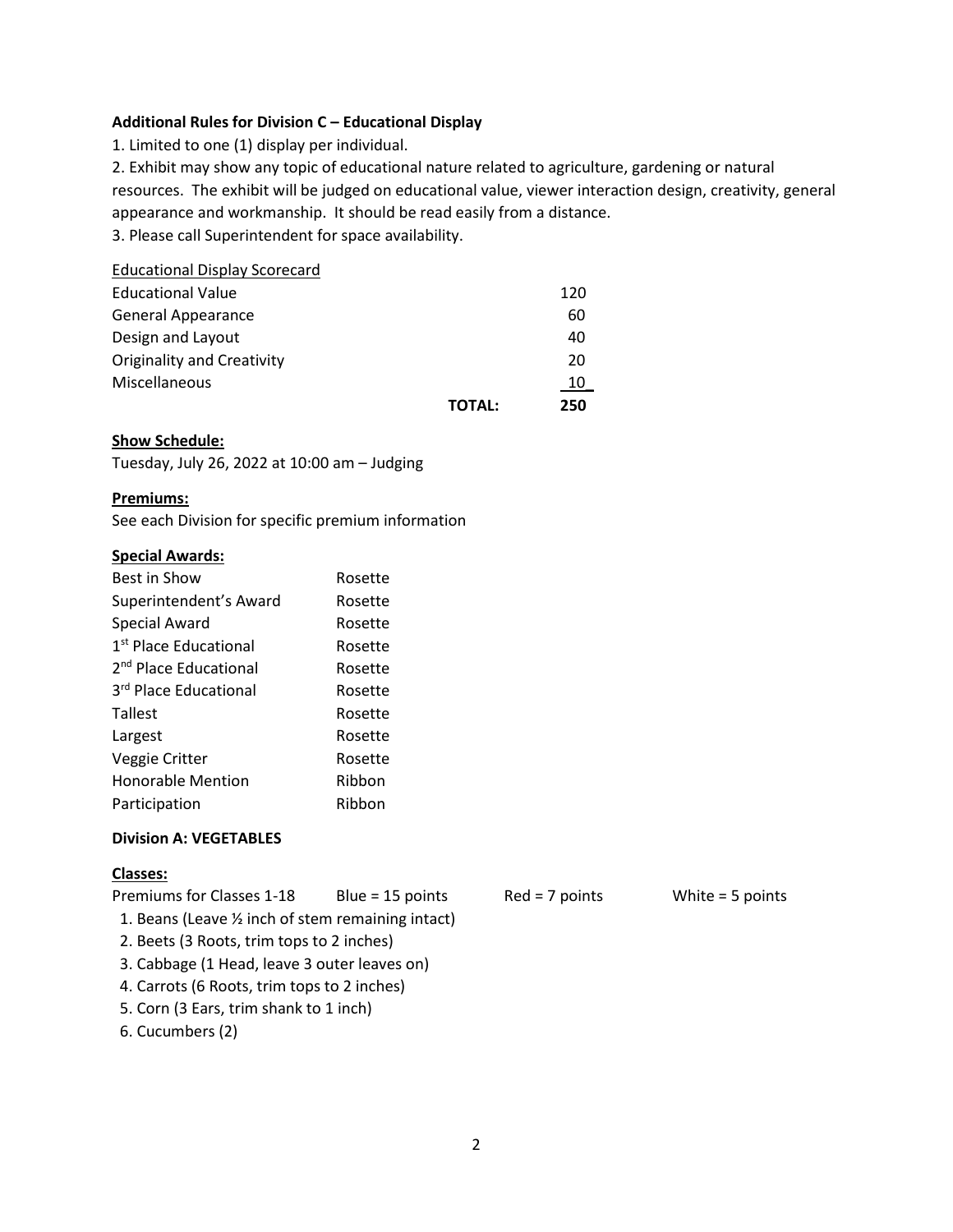**Additional Rules for Division C – Educational Display**

1. Limited to one (1) display per individual.
2. Exhibit may show any topic of educational nature related to agriculture, gardening or natural resources. The exhibit will be judged on educational value, viewer interaction design, creativity, general appearance and workmanship. It should be read easily from a distance.
3. Please call Superintendent for space availability.

<u>Educational Display Scorecard</u>

| | |
|---|---|
| Educational Value | 120 |
| General Appearance | 60 |
| Design and Layout | 40 |
| Originality and Creativity | 20 |
| Miscellaneous | 10 |
| **TOTAL:** | **250** |

**Show Schedule:**

Tuesday, July 26, 2022 at 10:00 am – Judging

**Premiums:**

See each Division for specific premium information

**Special Awards:**

| | |
|---|---|
| Best in Show | Rosette |
| Superintendent's Award | Rosette |
| Special Award | Rosette |
| 1st Place Educational | Rosette |
| 2nd Place Educational | Rosette |
| 3rd Place Educational | Rosette |
| Tallest | Rosette |
| Largest | Rosette |
| Veggie Critter | Rosette |
| Honorable Mention | Ribbon |
| Participation | Ribbon |

**Division A: VEGETABLES**

**Classes:**

Premiums for Classes 1-18 Blue = 15 points Red = 7 points White = 5 points

1. Beans (Leave ½ inch of stem remaining intact)
2. Beets (3 Roots, trim tops to 2 inches)
3. Cabbage (1 Head, leave 3 outer leaves on)
4. Carrots (6 Roots, trim tops to 2 inches)
5. Corn (3 Ears, trim shank to 1 inch)
6. Cucumbers (2)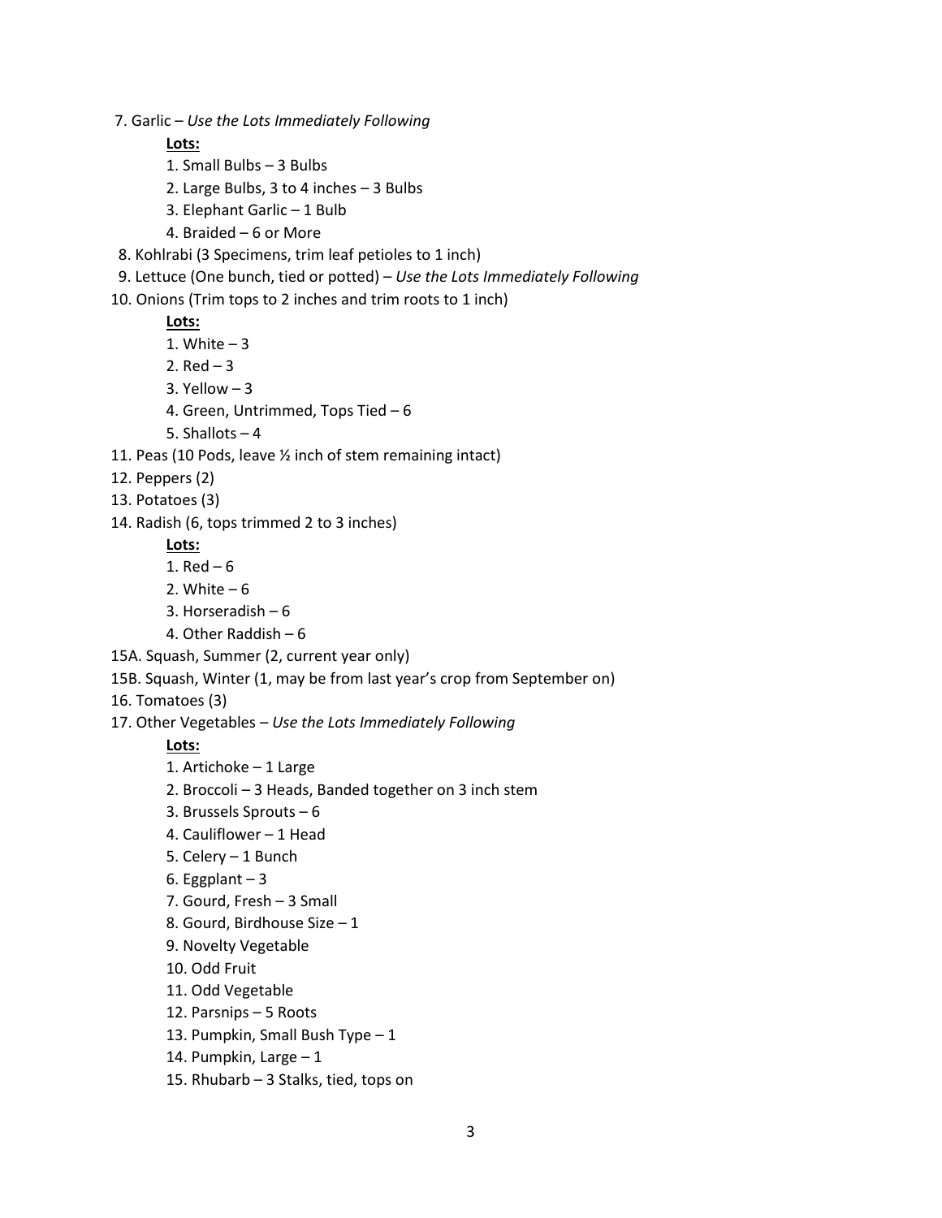7. Garlic – *Use the Lots Immediately Following*

   **Lots:**

   1. Small Bulbs – 3 Bulbs
   2. Large Bulbs, 3 to 4 inches – 3 Bulbs
   3. Elephant Garlic – 1 Bulb
   4. Braided – 6 or More

8. Kohlrabi (3 Specimens, trim leaf petioles to 1 inch)
9. Lettuce (One bunch, tied or potted) – *Use the Lots Immediately Following*
10. Onions (Trim tops to 2 inches and trim roots to 1 inch)

    **Lots:**

    1. White – 3
    2. Red – 3
    3. Yellow – 3
    4. Green, Untrimmed, Tops Tied – 6
    5. Shallots – 4

11. Peas (10 Pods, leave ½ inch of stem remaining intact)
12. Peppers (2)
13. Potatoes (3)
14. Radish (6, tops trimmed 2 to 3 inches)

    **Lots:**

    1. Red – 6
    2. White – 6
    3. Horseradish – 6
    4. Other Raddish – 6

15A. Squash, Summer (2, current year only)

15B. Squash, Winter (1, may be from last year's crop from September on)

16. Tomatoes (3)
17. Other Vegetables – *Use the Lots Immediately Following*

    **Lots:**

    1. Artichoke – 1 Large
    2. Broccoli – 3 Heads, Banded together on 3 inch stem
    3. Brussels Sprouts – 6
    4. Cauliflower – 1 Head
    5. Celery – 1 Bunch
    6. Eggplant – 3
    7. Gourd, Fresh – 3 Small
    8. Gourd, Birdhouse Size – 1
    9. Novelty Vegetable
    10. Odd Fruit
    11. Odd Vegetable
    12. Parsnips – 5 Roots
    13. Pumpkin, Small Bush Type – 1
    14. Pumpkin, Large – 1
    15. Rhubarb – 3 Stalks, tied, tops on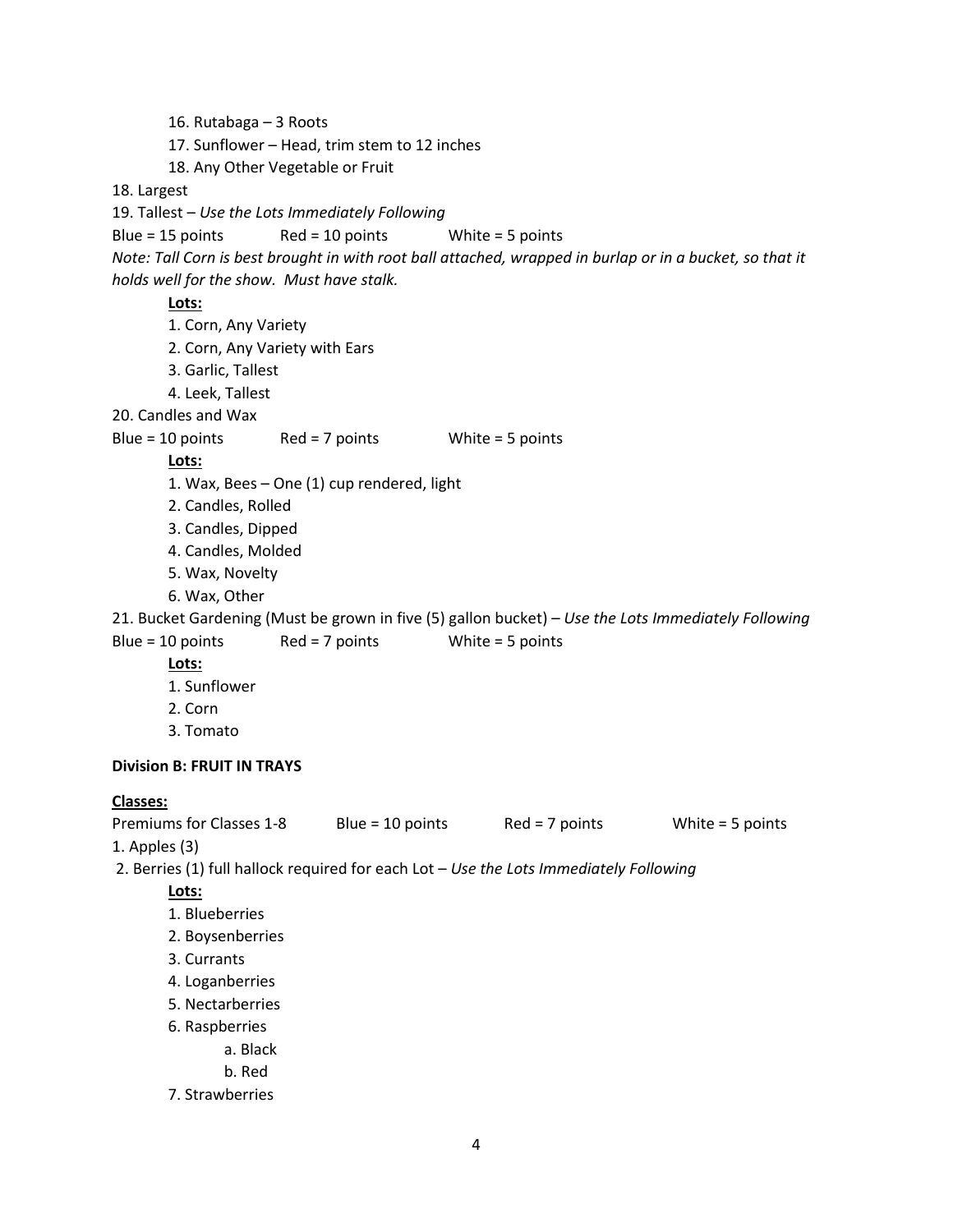16. Rutabaga – 3 Roots
17. Sunflower – Head, trim stem to 12 inches
18. Any Other Vegetable or Fruit

18. Largest

19. Tallest – *Use the Lots Immediately Following*

Blue = 15 points Red = 10 points White = 5 points

*Note: Tall Corn is best brought in with root ball attached, wrapped in burlap or in a bucket, so that it holds well for the show. Must have stalk.*

**Lots:**

1. Corn, Any Variety
2. Corn, Any Variety with Ears
3. Garlic, Tallest
4. Leek, Tallest

20. Candles and Wax

Blue = 10 points Red = 7 points White = 5 points

**Lots:**

1. Wax, Bees – One (1) cup rendered, light
2. Candles, Rolled
3. Candles, Dipped
4. Candles, Molded
5. Wax, Novelty
6. Wax, Other

21. Bucket Gardening (Must be grown in five (5) gallon bucket) – *Use the Lots Immediately Following*

Blue = 10 points Red = 7 points White = 5 points

**Lots:**

1. Sunflower
2. Corn
3. Tomato

**Division B: FRUIT IN TRAYS**

**Classes:**

Premiums for Classes 1-8 Blue = 10 points Red = 7 points White = 5 points

1. Apples (3)
2. Berries (1) full hallock required for each Lot – *Use the Lots Immediately Following*

**Lots:**

1. Blueberries
2. Boysenberries
3. Currants
4. Loganberries
5. Nectarberries
6. Raspberries
   a. Black
   b. Red
7. Strawberries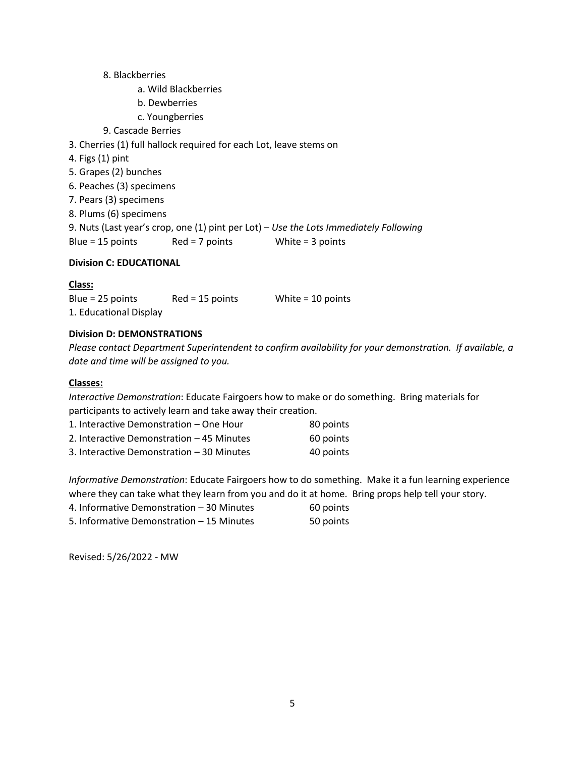8. Blackberries
    a. Wild Blackberries
    b. Dewberries
    c. Youngberries
9. Cascade Berries

3. Cherries (1) full hallock required for each Lot, leave stems on
4. Figs (1) pint
5. Grapes (2) bunches
6. Peaches (3) specimens
7. Pears (3) specimens
8. Plums (6) specimens
9. Nuts (Last year's crop, one (1) pint per Lot) – *Use the Lots Immediately Following*

Blue = 15 points    Red = 7 points    White = 3 points

**Division C: EDUCATIONAL**

**Class:**

Blue = 25 points    Red = 15 points    White = 10 points

1. Educational Display

**Division D: DEMONSTRATIONS**

*Please contact Department Superintendent to confirm availability for your demonstration. If available, a date and time will be assigned to you.*

**Classes:**

*Interactive Demonstration*: Educate Fairgoers how to make or do something. Bring materials for participants to actively learn and take away their creation.

1. Interactive Demonstration – One Hour    80 points
2. Interactive Demonstration – 45 Minutes    60 points
3. Interactive Demonstration – 30 Minutes    40 points

*Informative Demonstration*: Educate Fairgoers how to do something. Make it a fun learning experience where they can take what they learn from you and do it at home. Bring props help tell your story.

4. Informative Demonstration – 30 Minutes    60 points
5. Informative Demonstration – 15 Minutes    50 points

Revised: 5/26/2022 - MW